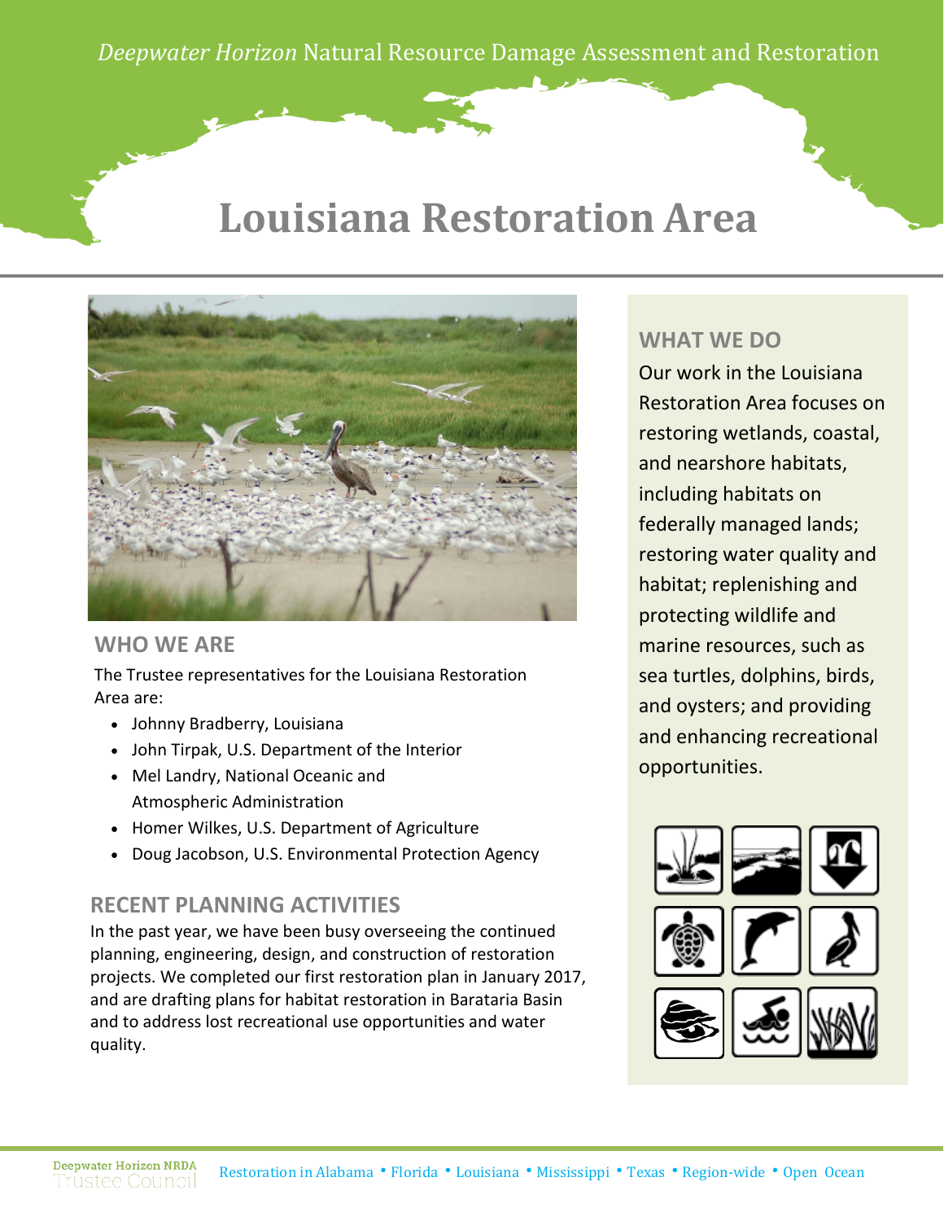*Deepwater Horizon* Natural Resource Damage Assessment and Restoration

# Louisiana Restoration Area

## WHO WE ARE

The Trustee representatives for the Louisiana Restoration Area are:

- Johnny Bradberry, Louisiana
- John Tirpak, U.S. Department of the Interior
- Mel Landry, National Oceanic and Atmospheric Administration
- Homer Wilkes, U.S. Department of Agriculture
- Doug Jacobson, U.S. Environmental Protection Agency

## RECENT PLANNING ACTIVITIES

In the past year, we have been busy overseeing the continued planning, engineering, design, and construction of restoration projects. We completed our first restoration plan in January 2017, and are drafting plans for habitat restoration in Barataria Basin and to address lost recreational use opportunities and water quality.

## WHAT WE DO

Our work in the Louisiana Restoration Area focuses on restoring wetlands, coastal, and nearshore habitats, including habitats on federally managed lands; restoring water quality and habitat; replenishing and protecting wildlife and marine resources, such as sea turtles, dolphins, birds, and oysters; and providing and enhancing recreational opportunities.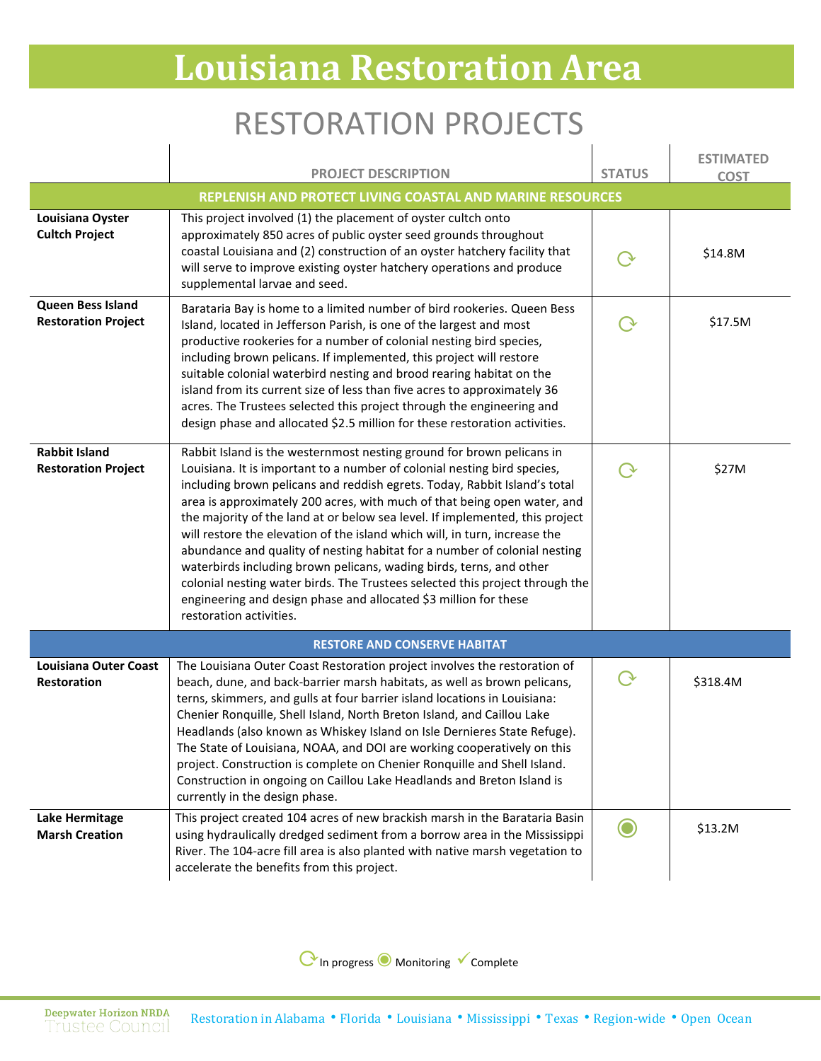# Louisiana Restoration Area

## RESTORATION PROJECTS

| | PROJECT DESCRIPTION | STATUS | ESTIMATED COST |
|---|---|---|---|
| **REPLENISH AND PROTECT LIVING COASTAL AND MARINE RESOURCES** | | | |
| **Louisiana Oyster Cultch Project** | This project involved (1) the placement of oyster cultch onto approximately 850 acres of public oyster seed grounds throughout coastal Louisiana and (2) construction of an oyster hatchery facility that will serve to improve existing oyster hatchery operations and produce supplemental larvae and seed. | In progress | $14.8M |
| **Queen Bess Island Restoration Project** | Barataria Bay is home to a limited number of bird rookeries. Queen Bess Island, located in Jefferson Parish, is one of the largest and most productive rookeries for a number of colonial nesting bird species, including brown pelicans. If implemented, this project will restore suitable colonial waterbird nesting and brood rearing habitat on the island from its current size of less than five acres to approximately 36 acres. The Trustees selected this project through the engineering and design phase and allocated $2.5 million for these restoration activities. | In progress | $17.5M |
| **Rabbit Island Restoration Project** | Rabbit Island is the westernmost nesting ground for brown pelicans in Louisiana. It is important to a number of colonial nesting bird species, including brown pelicans and reddish egrets. Today, Rabbit Island's total area is approximately 200 acres, with much of that being open water, and the majority of the land at or below sea level. If implemented, this project will restore the elevation of the island which will, in turn, increase the abundance and quality of nesting habitat for a number of colonial nesting waterbirds including brown pelicans, wading birds, terns, and other colonial nesting water birds. The Trustees selected this project through the engineering and design phase and allocated $3 million for these restoration activities. | In progress | $27M |
| **RESTORE AND CONSERVE HABITAT** | | | |
| **Louisiana Outer Coast Restoration** | The Louisiana Outer Coast Restoration project involves the restoration of beach, dune, and back-barrier marsh habitats, as well as brown pelicans, terns, skimmers, and gulls at four barrier island locations in Louisiana: Chenier Ronquille, Shell Island, North Breton Island, and Caillou Lake Headlands (also known as Whiskey Island on Isle Dernieres State Refuge). The State of Louisiana, NOAA, and DOI are working cooperatively on this project. Construction is complete on Chenier Ronquille and Shell Island. Construction in ongoing on Caillou Lake Headlands and Breton Island is currently in the design phase. | In progress | $318.4M |
| **Lake Hermitage Marsh Creation** | This project created 104 acres of new brackish marsh in the Barataria Basin using hydraulically dredged sediment from a borrow area in the Mississippi River. The 104-acre fill area is also planted with native marsh vegetation to accelerate the benefits from this project. | Monitoring | $13.2M |

In progress Monitoring Complete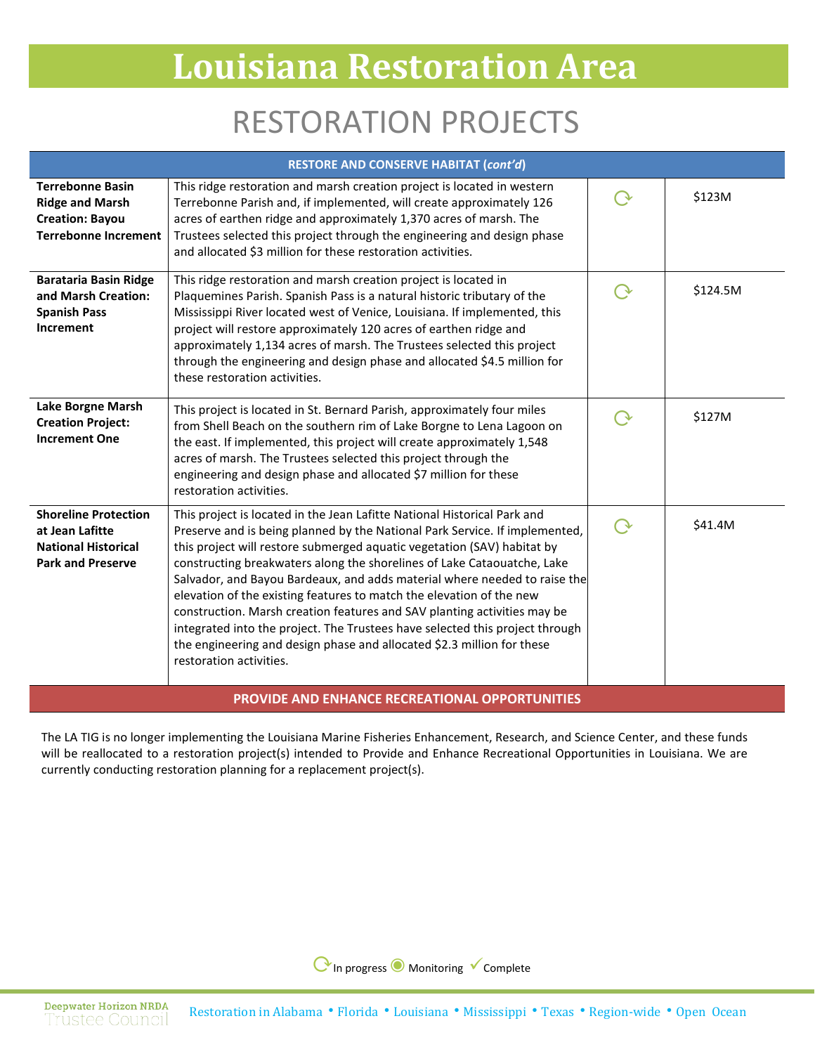# Louisiana Restoration Area

## RESTORATION PROJECTS

| | | | |
|---|---|---|---|
| **RESTORE AND CONSERVE HABITAT (*cont'd*)** | | | |
| **Terrebonne Basin Ridge and Marsh Creation: Bayou Terrebonne Increment** | This ridge restoration and marsh creation project is located in western Terrebonne Parish and, if implemented, will create approximately 126 acres of earthen ridge and approximately 1,370 acres of marsh. The Trustees selected this project through the engineering and design phase and allocated $3 million for these restoration activities. | ⟳ | $123M |
| **Barataria Basin Ridge and Marsh Creation: Spanish Pass Increment** | This ridge restoration and marsh creation project is located in Plaquemines Parish. Spanish Pass is a natural historic tributary of the Mississippi River located west of Venice, Louisiana. If implemented, this project will restore approximately 120 acres of earthen ridge and approximately 1,134 acres of marsh. The Trustees selected this project through the engineering and design phase and allocated $4.5 million for these restoration activities. | ⟳ | $124.5M |
| **Lake Borgne Marsh Creation Project: Increment One** | This project is located in St. Bernard Parish, approximately four miles from Shell Beach on the southern rim of Lake Borgne to Lena Lagoon on the east. If implemented, this project will create approximately 1,548 acres of marsh. The Trustees selected this project through the engineering and design phase and allocated $7 million for these restoration activities. | ⟳ | $127M |
| **Shoreline Protection at Jean Lafitte National Historical Park and Preserve** | This project is located in the Jean Lafitte National Historical Park and Preserve and is being planned by the National Park Service. If implemented, this project will restore submerged aquatic vegetation (SAV) habitat by constructing breakwaters along the shorelines of Lake Cataouatche, Lake Salvador, and Bayou Bardeaux, and adds material where needed to raise the elevation of the existing features to match the elevation of the new construction. Marsh creation features and SAV planting activities may be integrated into the project. The Trustees have selected this project through the engineering and design phase and allocated $2.3 million for these restoration activities. | ⟳ | $41.4M |

### PROVIDE AND ENHANCE RECREATIONAL OPPORTUNITIES

The LA TIG is no longer implementing the Louisiana Marine Fisheries Enhancement, Research, and Science Center, and these funds will be reallocated to a restoration project(s) intended to Provide and Enhance Recreational Opportunities in Louisiana. We are currently conducting restoration planning for a replacement project(s).

⟳ In progress ◉ Monitoring ✓ Complete